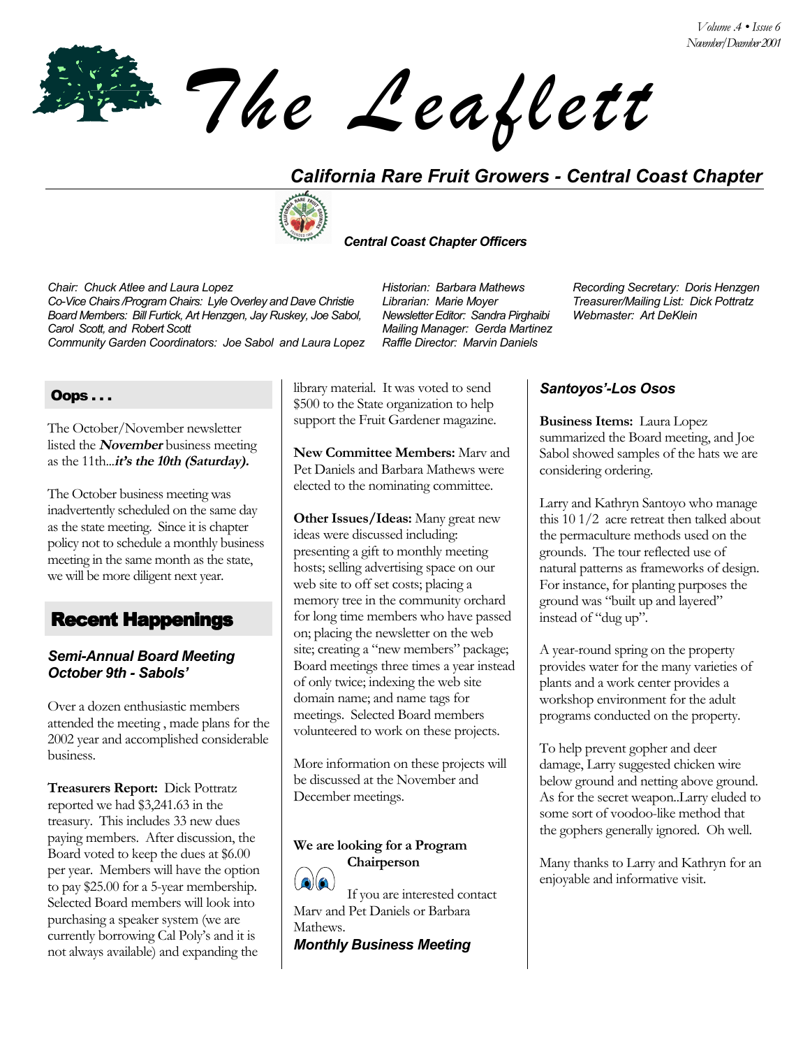# The Leaflett

## California Rare Fruit Growers - Central Coast Chapter

### Central Coast Chapter Officers

*Chair: Chuck Atlee and Laura Lopez*
*Co-Vice Chairs /Program Chairs: Lyle Overley and Dave Christie*
*Board Members: Bill Furtick, Art Henzgen, Jay Ruskey, Joe Sabol, Carol Scott, and Robert Scott*
*Community Garden Coordinators: Joe Sabol and Laura Lopez*
*Historian: Barbara Mathews*
*Librarian: Marie Moyer*
*Newsletter Editor: Sandra Pirghaibi*
*Mailing Manager: Gerda Martinez*
*Raffle Director: Marvin Daniels*
*Recording Secretary: Doris Henzgen*
*Treasurer/Mailing List: Dick Pottratz*
*Webmaster: Art DeKlein*

## Oops . . .

The October/November newsletter listed the **November** business meeting as the 11th...***it's the 10th (Saturday).***

The October business meeting was inadvertently scheduled on the same day as the state meeting. Since it is chapter policy not to schedule a monthly business meeting in the same month as the state, we will be more diligent next year.

## Recent Happenings

### *Semi-Annual Board Meeting October 9th - Sabols'*

Over a dozen enthusiastic members attended the meeting , made plans for the 2002 year and accomplished considerable business.

**Treasurers Report:** Dick Pottratz reported we had $3,241.63 in the treasury. This includes 33 new dues paying members. After discussion, the Board voted to keep the dues at $6.00 per year. Members will have the option to pay $25.00 for a 5-year membership. Selected Board members will look into purchasing a speaker system (we are currently borrowing Cal Poly's and it is not always available) and expanding the library material. It was voted to send $500 to the State organization to help support the Fruit Gardener magazine.

**New Committee Members:** Marv and Pet Daniels and Barbara Mathews were elected to the nominating committee.

**Other Issues/Ideas:** Many great new ideas were discussed including: presenting a gift to monthly meeting hosts; selling advertising space on our web site to off set costs; placing a memory tree in the community orchard for long time members who have passed on; placing the newsletter on the web site; creating a "new members" package; Board meetings three times a year instead of only twice; indexing the web site domain name; and name tags for meetings. Selected Board members volunteered to work on these projects.

More information on these projects will be discussed at the November and December meetings.

**We are looking for a Program Chairperson**

If you are interested contact Marv and Pet Daniels or Barbara Mathews.

### *Monthly Business Meeting*

### *Santoyos'-Los Osos*

**Business Items:** Laura Lopez summarized the Board meeting, and Joe Sabol showed samples of the hats we are considering ordering.

Larry and Kathryn Santoyo who manage this 10 1/2 acre retreat then talked about the permaculture methods used on the grounds. The tour reflected use of natural patterns as frameworks of design. For instance, for planting purposes the ground was "built up and layered" instead of "dug up".

A year-round spring on the property provides water for the many varieties of plants and a work center provides a workshop environment for the adult programs conducted on the property.

To help prevent gopher and deer damage, Larry suggested chicken wire below ground and netting above ground. As for the secret weapon..Larry eluded to some sort of voodoo-like method that the gophers generally ignored. Oh well.

Many thanks to Larry and Kathryn for an enjoyable and informative visit.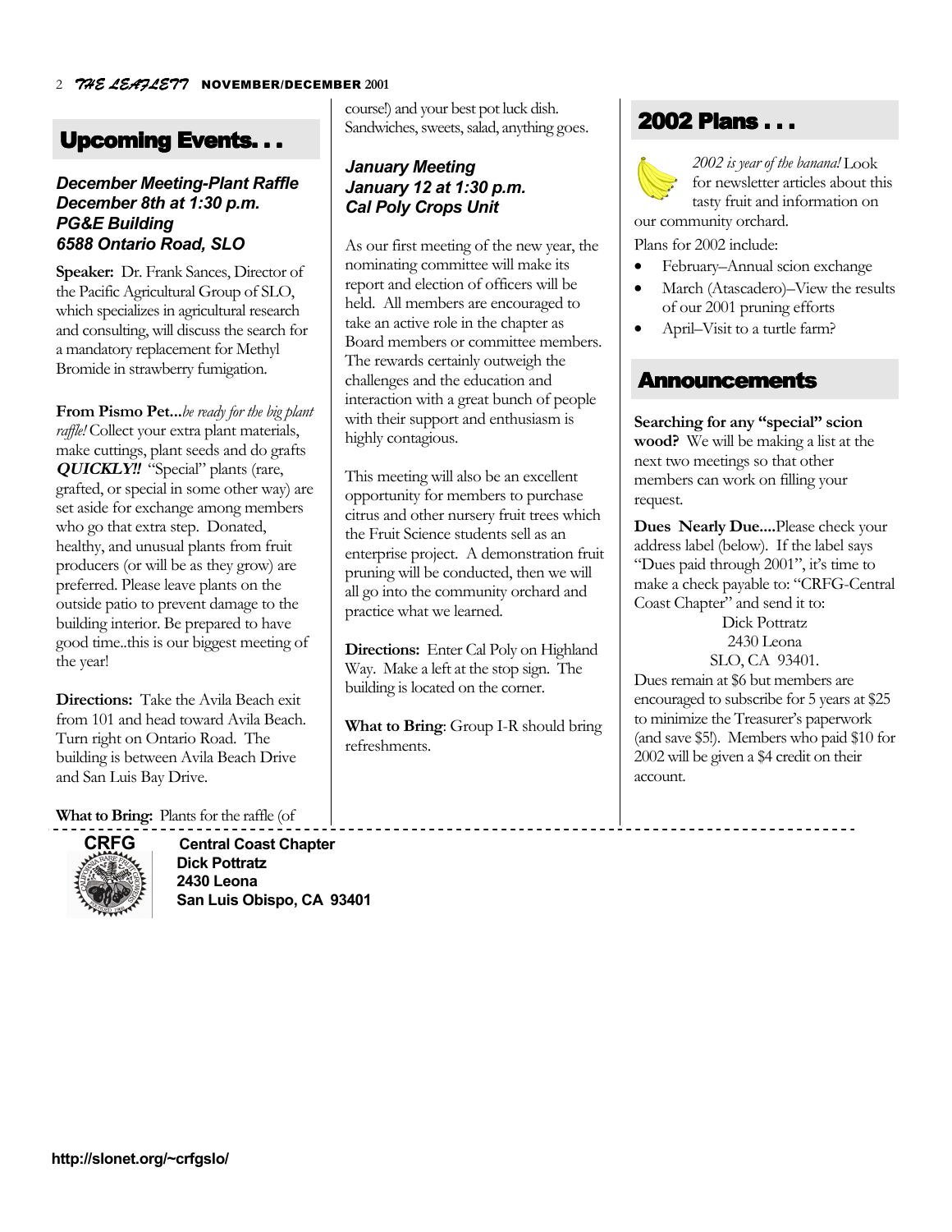## Upcoming Events. . .

### *December Meeting-Plant Raffle December 8th at 1:30 p.m. PG&E Building 6588 Ontario Road, SLO*

**Speaker:** Dr. Frank Sances, Director of the Pacific Agricultural Group of SLO, which specializes in agricultural research and consulting, will discuss the search for a mandatory replacement for Methyl Bromide in strawberry fumigation.

**From Pismo Pet...***be ready for the big plant raffle!* Collect your extra plant materials, make cuttings, plant seeds and do grafts ***QUICKLY!!*** "Special" plants (rare, grafted, or special in some other way) are set aside for exchange among members who go that extra step. Donated, healthy, and unusual plants from fruit producers (or will be as they grow) are preferred. Please leave plants on the outside patio to prevent damage to the building interior. Be prepared to have good time..this is our biggest meeting of the year!

**Directions:** Take the Avila Beach exit from 101 and head toward Avila Beach. Turn right on Ontario Road. The building is between Avila Beach Drive and San Luis Bay Drive.

**What to Bring:** Plants for the raffle (of course!) and your best pot luck dish. Sandwiches, sweets, salad, anything goes.

### *January Meeting January 12 at 1:30 p.m. Cal Poly Crops Unit*

As our first meeting of the new year, the nominating committee will make its report and election of officers will be held. All members are encouraged to take an active role in the chapter as Board members or committee members. The rewards certainly outweigh the challenges and the education and interaction with a great bunch of people with their support and enthusiasm is highly contagious.

This meeting will also be an excellent opportunity for members to purchase citrus and other nursery fruit trees which the Fruit Science students sell as an enterprise project. A demonstration fruit pruning will be conducted, then we will all go into the community orchard and practice what we learned.

**Directions:** Enter Cal Poly on Highland Way. Make a left at the stop sign. The building is located on the corner.

**What to Bring**: Group I-R should bring refreshments.

## 2002 Plans . . .

*2002 is year of the banana!* Look for newsletter articles about this tasty fruit and information on our community orchard.

Plans for 2002 include:

- February–Annual scion exchange
- March (Atascadero)–View the results of our 2001 pruning efforts
- April–Visit to a turtle farm?

## Announcements

**Searching for any "special" scion wood?** We will be making a list at the next two meetings so that other members can work on filling your request.

**Dues Nearly Due....**Please check your address label (below). If the label says "Dues paid through 2001", it's time to make a check payable to: "CRFG-Central Coast Chapter" and send it to:

Dick Pottratz
2430 Leona
SLO, CA 93401.

Dues remain at $6 but members are encouraged to subscribe for 5 years at $25 to minimize the Treasurer's paperwork (and save $5!). Members who paid $10 for 2002 will be given a $4 credit on their account.

---

**CRFG**

**Central Coast Chapter**
**Dick Pottratz**
**2430 Leona**
**San Luis Obispo, CA 93401**

**http://slonet.org/~crfgslo/**